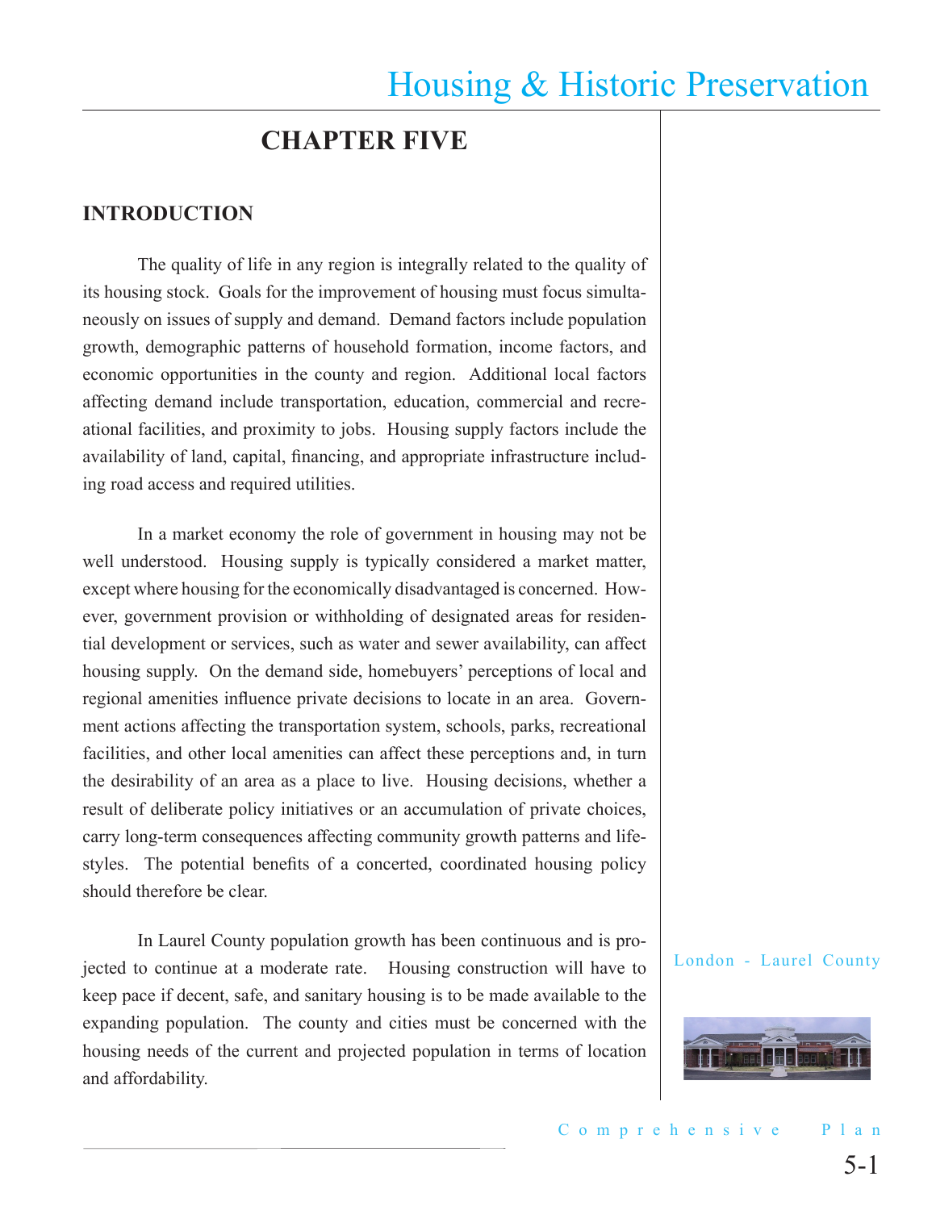# Housing & Historic Preservation

## CHAPTER FIVE

### INTRODUCTION

The quality of life in any region is integrally related to the quality of its housing stock. Goals for the improvement of housing must focus simultaneously on issues of supply and demand. Demand factors include population growth, demographic patterns of household formation, income factors, and economic opportunities in the county and region. Additional local factors affecting demand include transportation, education, commercial and recreational facilities, and proximity to jobs. Housing supply factors include the availability of land, capital, financing, and appropriate infrastructure including road access and required utilities.

In a market economy the role of government in housing may not be well understood. Housing supply is typically considered a market matter, except where housing for the economically disadvantaged is concerned. However, government provision or withholding of designated areas for residential development or services, such as water and sewer availability, can affect housing supply. On the demand side, homebuyers' perceptions of local and regional amenities influence private decisions to locate in an area. Government actions affecting the transportation system, schools, parks, recreational facilities, and other local amenities can affect these perceptions and, in turn the desirability of an area as a place to live. Housing decisions, whether a result of deliberate policy initiatives or an accumulation of private choices, carry long-term consequences affecting community growth patterns and lifestyles. The potential benefits of a concerted, coordinated housing policy should therefore be clear.

In Laurel County population growth has been continuous and is projected to continue at a moderate rate. Housing construction will have to keep pace if decent, safe, and sanitary housing is to be made available to the expanding population. The county and cities must be concerned with the housing needs of the current and projected population in terms of location and affordability.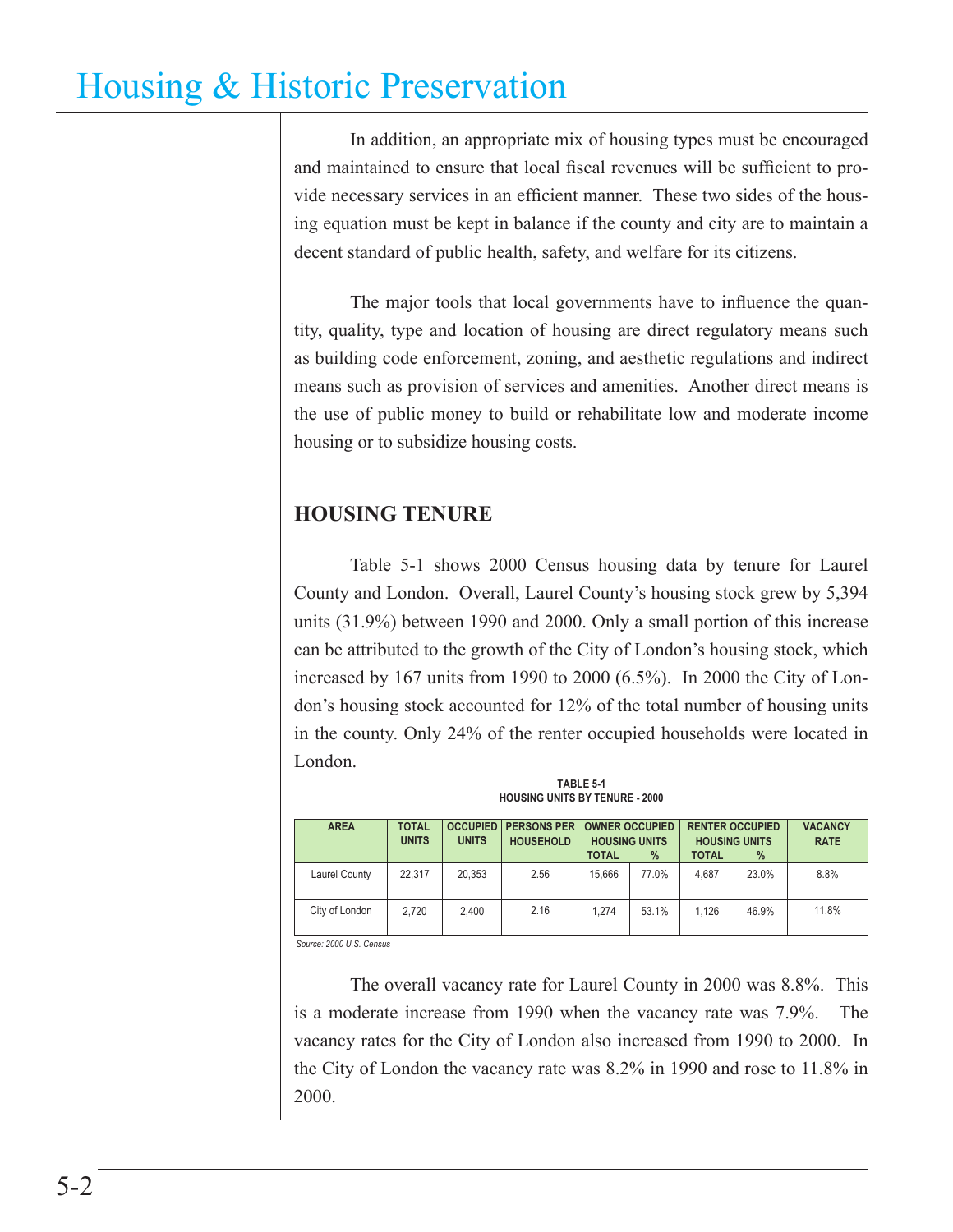In addition, an appropriate mix of housing types must be encouraged and maintained to ensure that local fiscal revenues will be sufficient to provide necessary services in an efficient manner. These two sides of the housing equation must be kept in balance if the county and city are to maintain a decent standard of public health, safety, and welfare for its citizens.

The major tools that local governments have to influence the quantity, quality, type and location of housing are direct regulatory means such as building code enforcement, zoning, and aesthetic regulations and indirect means such as provision of services and amenities. Another direct means is the use of public money to build or rehabilitate low and moderate income housing or to subsidize housing costs.

## HOUSING TENURE

Table 5-1 shows 2000 Census housing data by tenure for Laurel County and London. Overall, Laurel County's housing stock grew by 5,394 units (31.9%) between 1990 and 2000. Only a small portion of this increase can be attributed to the growth of the City of London's housing stock, which increased by 167 units from 1990 to 2000 (6.5%). In 2000 the City of London's housing stock accounted for 12% of the total number of housing units in the county. Only 24% of the renter occupied households were located in London.

**TABLE 5-1**
**HOUSING UNITS BY TENURE - 2000**

| AREA | TOTAL UNITS | OCCUPIED UNITS | PERSONS PER HOUSEHOLD | OWNER OCCUPIED HOUSING UNITS | | RENTER OCCUPIED HOUSING UNITS | | VACANCY RATE |
|---|---|---|---|---|---|---|---|---|
| | | | | TOTAL | % | TOTAL | % | |
| Laurel County | 22,317 | 20,353 | 2.56 | 15,666 | 77.0% | 4,687 | 23.0% | 8.8% |
| City of London | 2,720 | 2,400 | 2.16 | 1,274 | 53.1% | 1,126 | 46.9% | 11.8% |

*Source: 2000 U.S. Census*

The overall vacancy rate for Laurel County in 2000 was 8.8%. This is a moderate increase from 1990 when the vacancy rate was 7.9%. The vacancy rates for the City of London also increased from 1990 to 2000. In the City of London the vacancy rate was 8.2% in 1990 and rose to 11.8% in 2000.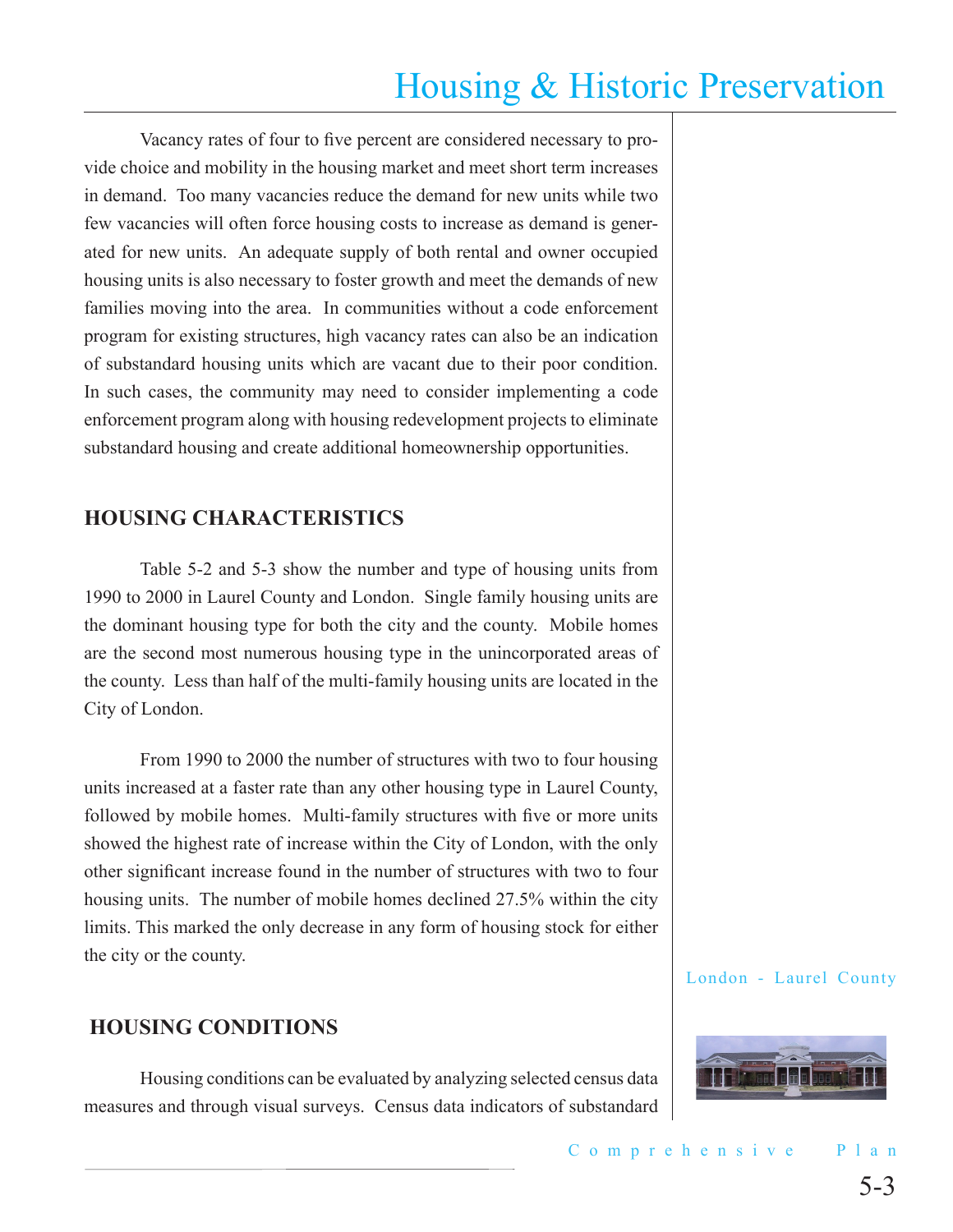Vacancy rates of four to five percent are considered necessary to provide choice and mobility in the housing market and meet short term increases in demand. Too many vacancies reduce the demand for new units while two few vacancies will often force housing costs to increase as demand is generated for new units. An adequate supply of both rental and owner occupied housing units is also necessary to foster growth and meet the demands of new families moving into the area. In communities without a code enforcement program for existing structures, high vacancy rates can also be an indication of substandard housing units which are vacant due to their poor condition. In such cases, the community may need to consider implementing a code enforcement program along with housing redevelopment projects to eliminate substandard housing and create additional homeownership opportunities.

## HOUSING CHARACTERISTICS

Table 5-2 and 5-3 show the number and type of housing units from 1990 to 2000 in Laurel County and London. Single family housing units are the dominant housing type for both the city and the county. Mobile homes are the second most numerous housing type in the unincorporated areas of the county. Less than half of the multi-family housing units are located in the City of London.

From 1990 to 2000 the number of structures with two to four housing units increased at a faster rate than any other housing type in Laurel County, followed by mobile homes. Multi-family structures with five or more units showed the highest rate of increase within the City of London, with the only other significant increase found in the number of structures with two to four housing units. The number of mobile homes declined 27.5% within the city limits. This marked the only decrease in any form of housing stock for either the city or the county.

## HOUSING CONDITIONS

Housing conditions can be evaluated by analyzing selected census data measures and through visual surveys. Census data indicators of substandard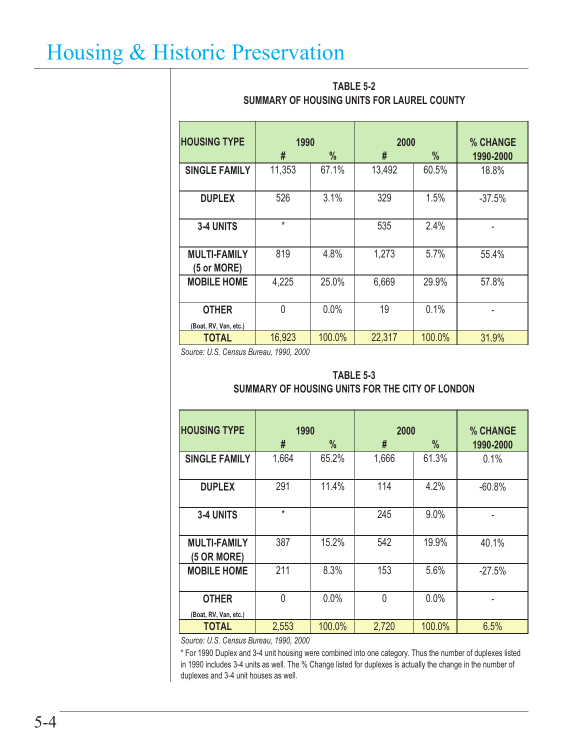# Housing & Historic Preservation

**TABLE 5-2**
**SUMMARY OF HOUSING UNITS FOR LAUREL COUNTY**

| HOUSING TYPE | 1990 | | 2000 | | % CHANGE |
|---|---|---|---|---|---|
| | # | % | # | % | 1990-2000 |
| SINGLE FAMILY | 11,353 | 67.1% | 13,492 | 60.5% | 18.8% |
| DUPLEX | 526 | 3.1% | 329 | 1.5% | -37.5% |
| 3-4 UNITS | * | | 535 | 2.4% | - |
| MULTI-FAMILY (5 or MORE) | 819 | 4.8% | 1,273 | 5.7% | 55.4% |
| MOBILE HOME | 4,225 | 25.0% | 6,669 | 29.9% | 57.8% |
| OTHER (Boat, RV, Van, etc.) | 0 | 0.0% | 19 | 0.1% | - |
| TOTAL | 16,923 | 100.0% | 22,317 | 100.0% | 31.9% |

*Source: U.S. Census Bureau, 1990, 2000*

**TABLE 5-3**
**SUMMARY OF HOUSING UNITS FOR THE CITY OF LONDON**

| HOUSING TYPE | 1990 | | 2000 | | % CHANGE |
|---|---|---|---|---|---|
| | # | % | # | % | 1990-2000 |
| SINGLE FAMILY | 1,664 | 65.2% | 1,666 | 61.3% | 0.1% |
| DUPLEX | 291 | 11.4% | 114 | 4.2% | -60.8% |
| 3-4 UNITS | * | | 245 | 9.0% | - |
| MULTI-FAMILY (5 OR MORE) | 387 | 15.2% | 542 | 19.9% | 40.1% |
| MOBILE HOME | 211 | 8.3% | 153 | 5.6% | -27.5% |
| OTHER (Boat, RV, Van, etc.) | 0 | 0.0% | 0 | 0.0% | - |
| TOTAL | 2,553 | 100.0% | 2,720 | 100.0% | 6.5% |

*Source: U.S. Census Bureau, 1990, 2000*

* For 1990 Duplex and 3-4 unit housing were combined into one category. Thus the number of duplexes listed in 1990 includes 3-4 units as well. The % Change listed for duplexes is actually the change in the number of duplexes and 3-4 unit houses as well.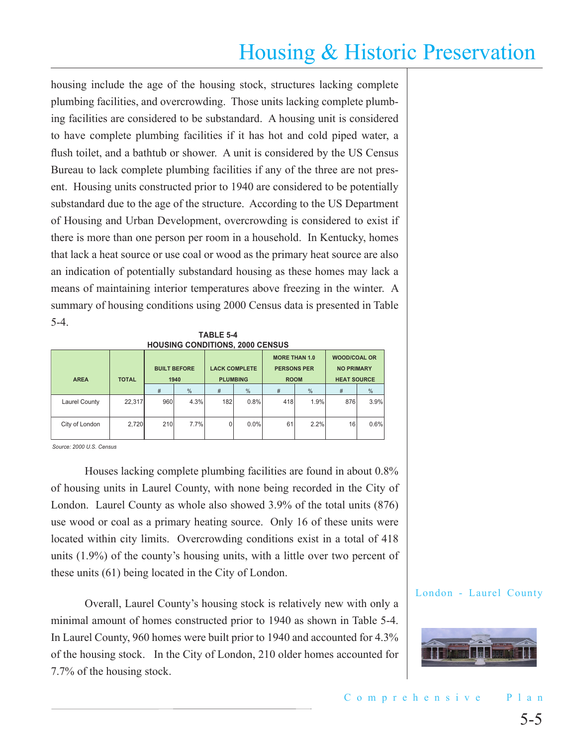housing include the age of the housing stock, structures lacking complete plumbing facilities, and overcrowding. Those units lacking complete plumbing facilities are considered to be substandard. A housing unit is considered to have complete plumbing facilities if it has hot and cold piped water, a flush toilet, and a bathtub or shower. A unit is considered by the US Census Bureau to lack complete plumbing facilities if any of the three are not present. Housing units constructed prior to 1940 are considered to be potentially substandard due to the age of the structure. According to the US Department of Housing and Urban Development, overcrowding is considered to exist if there is more than one person per room in a household. In Kentucky, homes that lack a heat source or use coal or wood as the primary heat source are also an indication of potentially substandard housing as these homes may lack a means of maintaining interior temperatures above freezing in the winter. A summary of housing conditions using 2000 Census data is presented in Table 5-4.

**TABLE 5-4**
**HOUSING CONDITIONS, 2000 CENSUS**

| AREA | TOTAL | BUILT BEFORE 1940 | | LACK COMPLETE PLUMBING | | MORE THAN 1.0 PERSONS PER ROOM | | WOOD/COAL OR NO PRIMARY HEAT SOURCE | |
|---|---|---|---|---|---|---|---|---|---|
| | | # | % | # | % | # | % | # | % |
| Laurel County | 22,317 | 960 | 4.3% | 182 | 0.8% | 418 | 1.9% | 876 | 3.9% |
| City of London | 2,720 | 210 | 7.7% | 0 | 0.0% | 61 | 2.2% | 16 | 0.6% |

*Source: 2000 U.S. Census*

Houses lacking complete plumbing facilities are found in about 0.8% of housing units in Laurel County, with none being recorded in the City of London. Laurel County as whole also showed 3.9% of the total units (876) use wood or coal as a primary heating source. Only 16 of these units were located within city limits. Overcrowding conditions exist in a total of 418 units (1.9%) of the county's housing units, with a little over two percent of these units (61) being located in the City of London.

Overall, Laurel County's housing stock is relatively new with only a minimal amount of homes constructed prior to 1940 as shown in Table 5-4. In Laurel County, 960 homes were built prior to 1940 and accounted for 4.3% of the housing stock. In the City of London, 210 older homes accounted for 7.7% of the housing stock.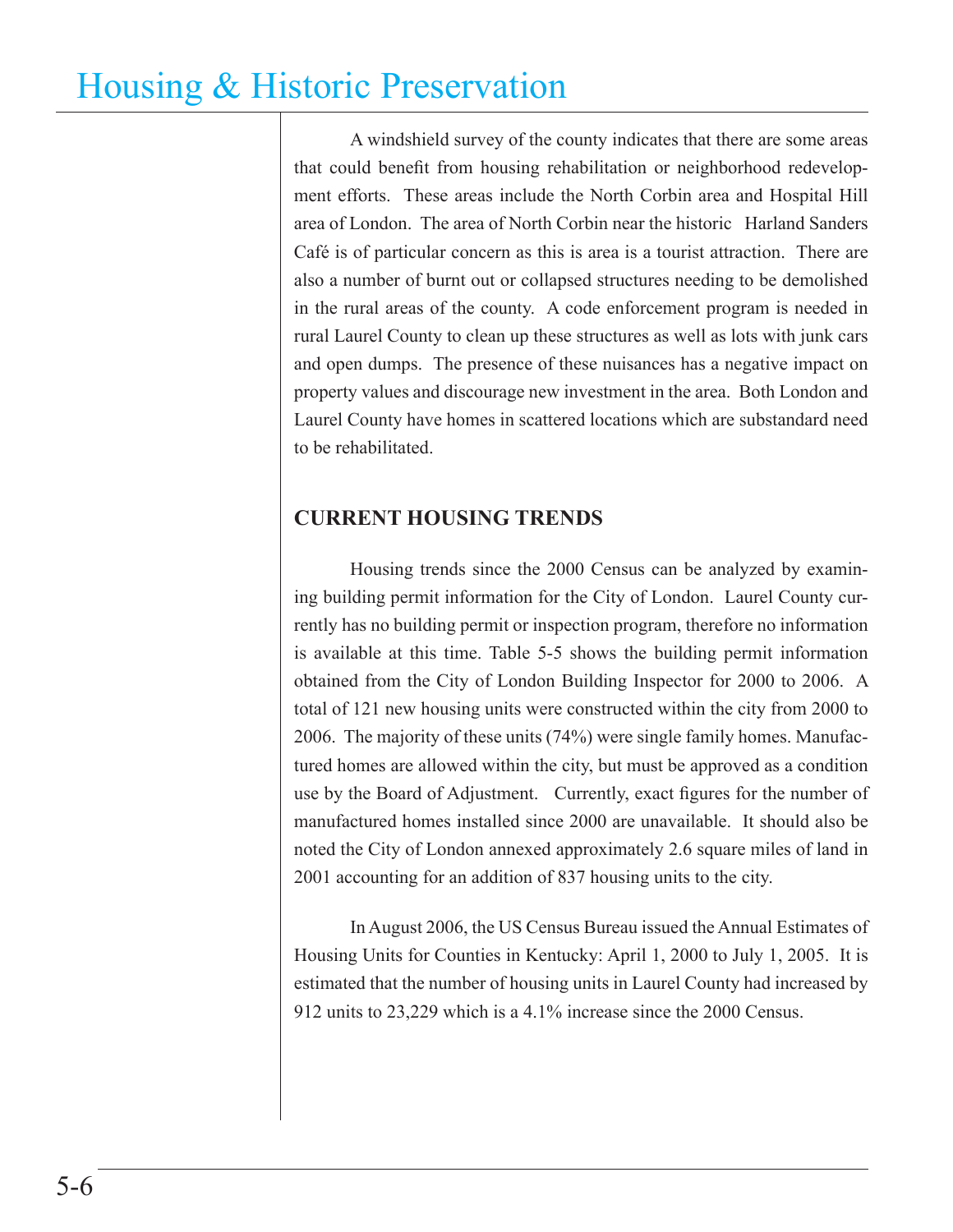A windshield survey of the county indicates that there are some areas that could benefit from housing rehabilitation or neighborhood redevelopment efforts. These areas include the North Corbin area and Hospital Hill area of London. The area of North Corbin near the historic Harland Sanders Café is of particular concern as this is area is a tourist attraction. There are also a number of burnt out or collapsed structures needing to be demolished in the rural areas of the county. A code enforcement program is needed in rural Laurel County to clean up these structures as well as lots with junk cars and open dumps. The presence of these nuisances has a negative impact on property values and discourage new investment in the area. Both London and Laurel County have homes in scattered locations which are substandard need to be rehabilitated.

## CURRENT HOUSING TRENDS

Housing trends since the 2000 Census can be analyzed by examining building permit information for the City of London. Laurel County currently has no building permit or inspection program, therefore no information is available at this time. Table 5-5 shows the building permit information obtained from the City of London Building Inspector for 2000 to 2006. A total of 121 new housing units were constructed within the city from 2000 to 2006. The majority of these units (74%) were single family homes. Manufactured homes are allowed within the city, but must be approved as a condition use by the Board of Adjustment. Currently, exact figures for the number of manufactured homes installed since 2000 are unavailable. It should also be noted the City of London annexed approximately 2.6 square miles of land in 2001 accounting for an addition of 837 housing units to the city.

In August 2006, the US Census Bureau issued the Annual Estimates of Housing Units for Counties in Kentucky: April 1, 2000 to July 1, 2005. It is estimated that the number of housing units in Laurel County had increased by 912 units to 23,229 which is a 4.1% increase since the 2000 Census.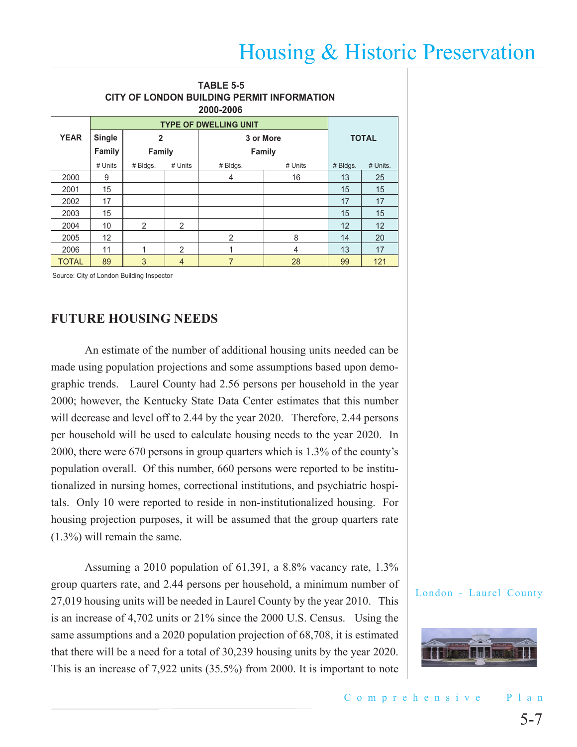**TABLE 5-5**
**CITY OF LONDON BUILDING PERMIT INFORMATION**
**2000-2006**

| YEAR | TYPE OF DWELLING UNIT | | | | | TOTAL | |
|---|---|---|---|---|---|---|---|
| | Single Family | 2 Family | | 3 or More Family | | | |
| | # Units | # Bldgs. | # Units | # Bldgs. | # Units | # Bldgs. | # Units. |
| 2000 | 9 | | | 4 | 16 | 13 | 25 |
| 2001 | 15 | | | | | 15 | 15 |
| 2002 | 17 | | | | | 17 | 17 |
| 2003 | 15 | | | | | 15 | 15 |
| 2004 | 10 | 2 | 2 | | | 12 | 12 |
| 2005 | 12 | | | 2 | 8 | 14 | 20 |
| 2006 | 11 | 1 | 2 | 1 | 4 | 13 | 17 |
| TOTAL | 89 | 3 | 4 | 7 | 28 | 99 | 121 |

Source: City of London Building Inspector

## FUTURE HOUSING NEEDS

An estimate of the number of additional housing units needed can be made using population projections and some assumptions based upon demographic trends. Laurel County had 2.56 persons per household in the year 2000; however, the Kentucky State Data Center estimates that this number will decrease and level off to 2.44 by the year 2020. Therefore, 2.44 persons per household will be used to calculate housing needs to the year 2020. In 2000, there were 670 persons in group quarters which is 1.3% of the county's population overall. Of this number, 660 persons were reported to be institutionalized in nursing homes, correctional institutions, and psychiatric hospitals. Only 10 were reported to reside in non-institutionalized housing. For housing projection purposes, it will be assumed that the group quarters rate (1.3%) will remain the same.

Assuming a 2010 population of 61,391, a 8.8% vacancy rate, 1.3% group quarters rate, and 2.44 persons per household, a minimum number of 27,019 housing units will be needed in Laurel County by the year 2010. This is an increase of 4,702 units or 21% since the 2000 U.S. Census. Using the same assumptions and a 2020 population projection of 68,708, it is estimated that there will be a need for a total of 30,239 housing units by the year 2020. This is an increase of 7,922 units (35.5%) from 2000. It is important to note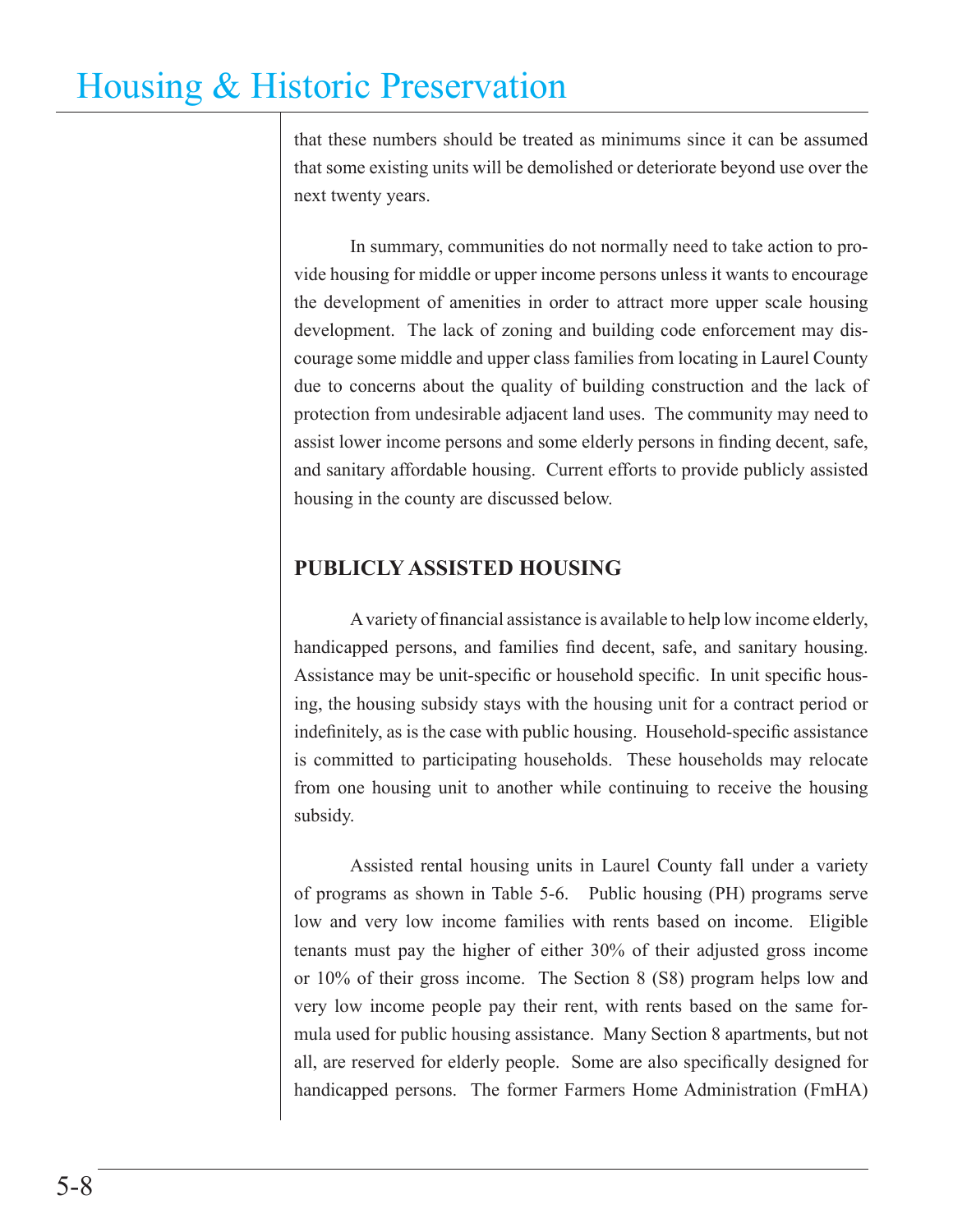that these numbers should be treated as minimums since it can be assumed that some existing units will be demolished or deteriorate beyond use over the next twenty years.

In summary, communities do not normally need to take action to provide housing for middle or upper income persons unless it wants to encourage the development of amenities in order to attract more upper scale housing development. The lack of zoning and building code enforcement may discourage some middle and upper class families from locating in Laurel County due to concerns about the quality of building construction and the lack of protection from undesirable adjacent land uses. The community may need to assist lower income persons and some elderly persons in finding decent, safe, and sanitary affordable housing. Current efforts to provide publicly assisted housing in the county are discussed below.

## PUBLICLY ASSISTED HOUSING

A variety of financial assistance is available to help low income elderly, handicapped persons, and families find decent, safe, and sanitary housing. Assistance may be unit-specific or household specific. In unit specific housing, the housing subsidy stays with the housing unit for a contract period or indefinitely, as is the case with public housing. Household-specific assistance is committed to participating households. These households may relocate from one housing unit to another while continuing to receive the housing subsidy.

Assisted rental housing units in Laurel County fall under a variety of programs as shown in Table 5-6. Public housing (PH) programs serve low and very low income families with rents based on income. Eligible tenants must pay the higher of either 30% of their adjusted gross income or 10% of their gross income. The Section 8 (S8) program helps low and very low income people pay their rent, with rents based on the same formula used for public housing assistance. Many Section 8 apartments, but not all, are reserved for elderly people. Some are also specifically designed for handicapped persons. The former Farmers Home Administration (FmHA)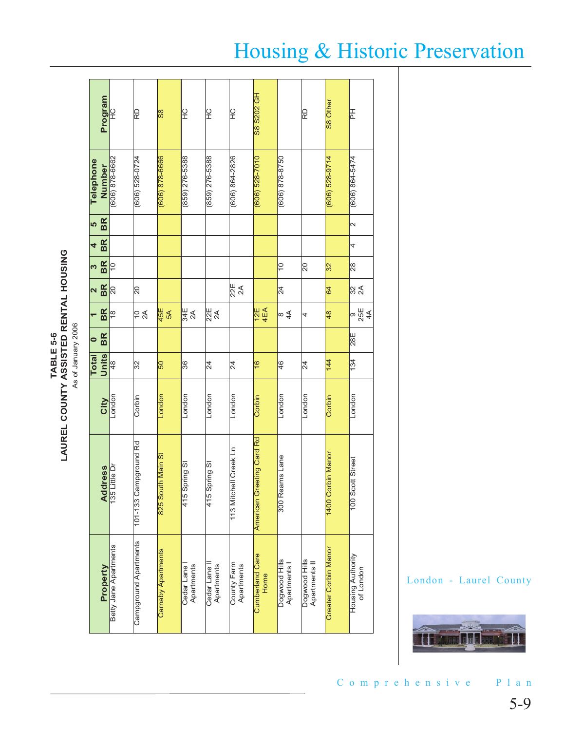# Housing & Historic Preservation

**TABLE 5-6**
**LAUREL COUNTY ASSISTED RENTAL HOUSING**
As of January 2006

| Property | Address | City | Total Units | 0 BR | 1 BR | 2 BR | 3 BR | 4 BR | 5 BR | Telephone Number | Program |
|---|---|---|---|---|---|---|---|---|---|---|---|
| Betty Jane Apartments | 135 Little Dr | London | 48 | | 18 | 20 | 10 | | | (606) 878-6662 | HC |
| Campground Apartments | 101-133 Campground Rd | Corbin | 32 | | 10 2A | 20 | | | | (606) 528-0724 | RD |
| Carnaby Apartments | 825 South Main St | London | 50 | | 45E 5A | | | | | (606) 878-6666 | S8 |
| Cedar Lane I Apartments | 415 Spring St | London | 36 | | 34E 2A | | | | | (859) 276-5388 | HC |
| Cedar Lane II Apartments | 415 Spring St | London | 24 | | 22E 2A | | | | | (859) 276-5388 | HC |
| County Farm Apartments | 113 Mitchell Creek Ln | London | 24 | | | 22E 2A | | | | (606) 864-2826 | HC |
| Cumberland Care Home | American Greeting Card Rd | Corbin | 16 | | 12E 4EA | | | | | (606) 528-7010 | S8 S202 GH |
| Dogwood Hills Apartments I | 300 Reams Lane | London | 46 | | 8 4A | 24 | 10 | | | (606) 878-8750 | |
| Dogwood Hills Apartments II | | London | 24 | | 4 | | 20 | | | | RD |
| Greater Corbin Manor | 1400 Corbin Manor | Corbin | 144 | | 48 | 64 | 32 | | | (606) 528-9714 | S8 Other |
| Housing Authority of London | 100 Scott Street | London | 134 | 28E | 9 25E 4A | 32 2A | 28 | 4 | 2 | (606) 864-5474 | PH |

London - Laurel County

Comprehensive Plan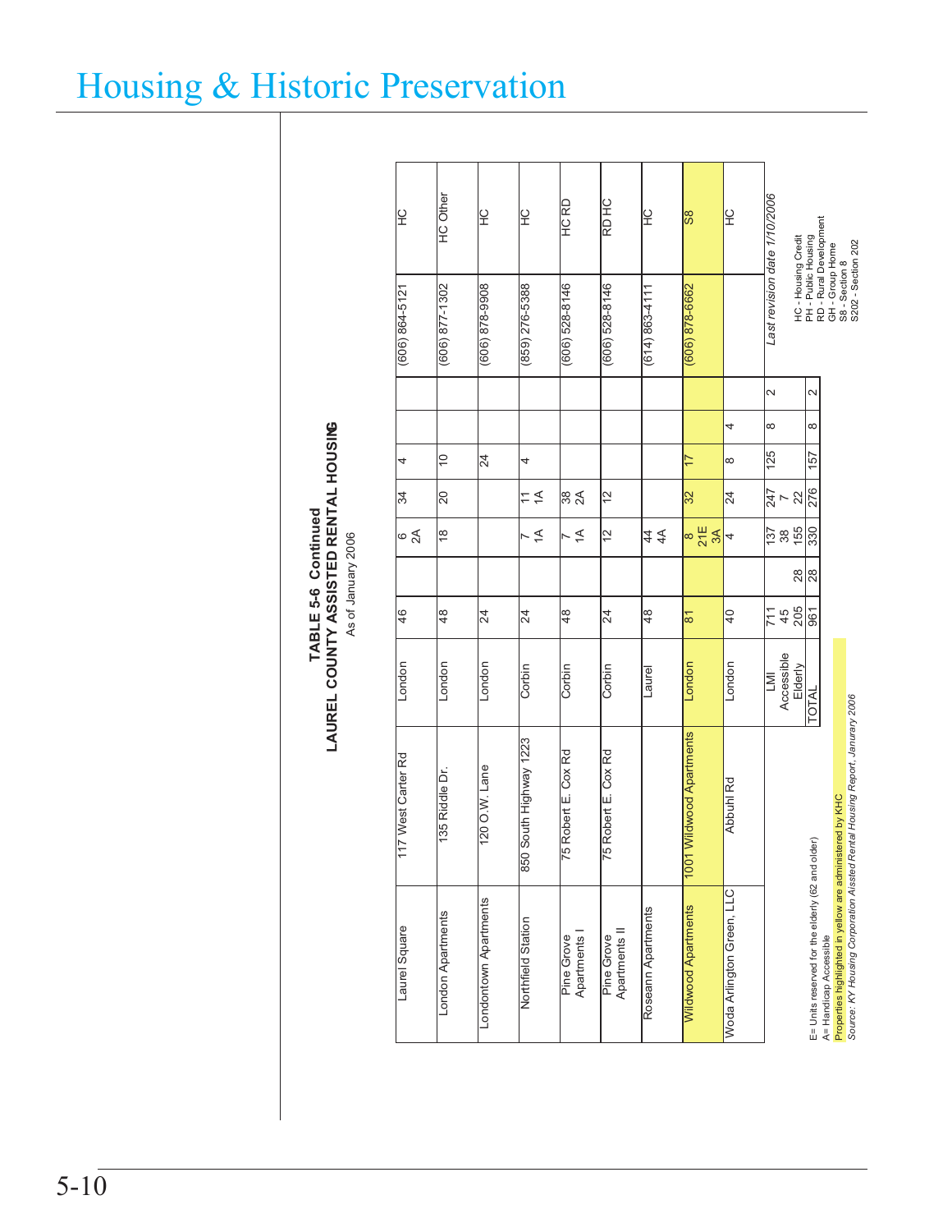# Housing & Historic Preservation

**TABLE 5-6 Continued**
**LAUREL COUNTY ASSISTED RENTAL HOUSING**
As of January 2006

| | | | | | | | | | | | |
|---|---|---|---|---|---|---|---|---|---|---|---|
| Laurel Square | 117 West Carter Rd | London | 46 | | 6 2A | 34 | 4 | | | (606) 864-5121 | HC |
| London Apartments | 135 Riddle Dr. | London | 48 | | 18 | 20 | 10 | | | (606) 877-1302 | HC Other |
| Londontown Apartments | 120 O.W. Lane | London | 24 | | | | 24 | | | (606) 878-9908 | HC |
| Northfield Station | 850 South Highway 1223 | Corbin | 24 | | 7 1A | 11 1A | 4 | | | (859) 276-5388 | HC |
| Pine Grove Apartments I | 75 Robert E. Cox Rd | Corbin | 48 | | 7 1A | 38 2A | | | | (606) 528-8146 | HC RD |
| Pine Grove Apartments II | 75 Robert E. Cox Rd | Corbin | 24 | | 12 | 12 | | | | (606) 528-8146 | RD HC |
| Roseann Apartments | | Laurel | 48 | | 44 4A | | | | | (614) 863-4111 | HC |
| Wildwood Apartments | 1001 Wildwood Apartments | London | 81 | | 8 21E 3A | 32 | 17 | | | (606) 878-6662 | S8 |
| Woda Arlington Green, LLC | Abbuhl Rd | London | 40 | | 4 | 24 | 8 | 4 | | | HC |
| | | LMI | 711 | | 137 | 247 | 125 | 8 | 2 | *Last revision date 1/10/2006* | |
| | | Accessible | 45 | | 38 | 7 | | | | | |
| | | Elderly | 205 | 28 | 155 | 22 | | | | | |
| | | TOTAL | 961 | 28 | 330 | 276 | 157 | 8 | 2 | | |

E= Units reserved for the elderly (62 and older)
A= Handicap Accessible
Properties highlighted in yellow are administered by KHC
*Source: KY Housing Corporation Aissted Rental Housing Report, Janurary 2006*

HC - Housing Credit
PH - Public Housing
RD - Rural Development
GH - Group Home
S8 - Section 8
S202 - Section 202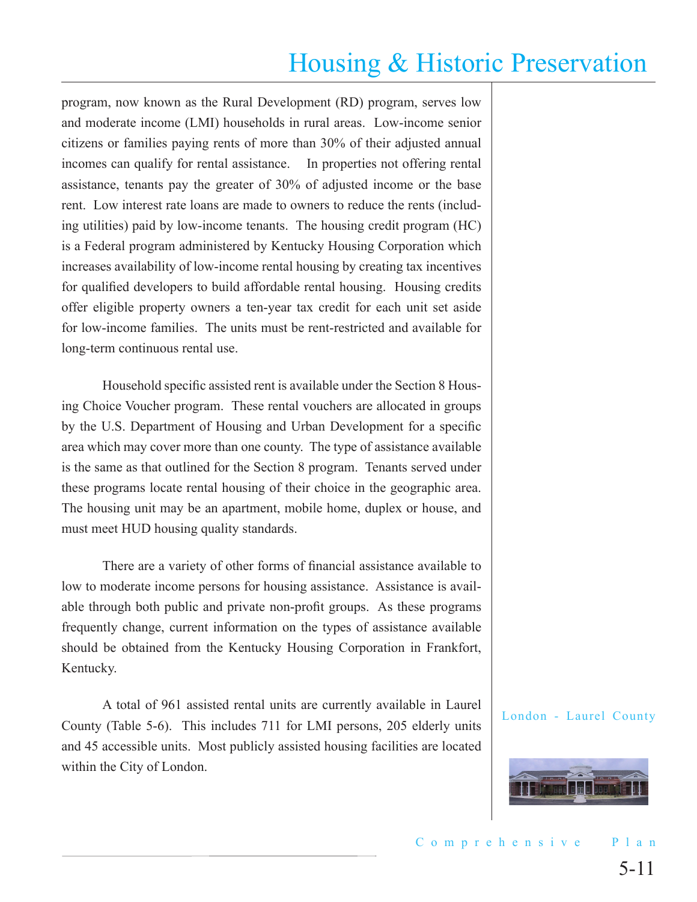program, now known as the Rural Development (RD) program, serves low and moderate income (LMI) households in rural areas. Low-income senior citizens or families paying rents of more than 30% of their adjusted annual incomes can qualify for rental assistance. In properties not offering rental assistance, tenants pay the greater of 30% of adjusted income or the base rent. Low interest rate loans are made to owners to reduce the rents (including utilities) paid by low-income tenants. The housing credit program (HC) is a Federal program administered by Kentucky Housing Corporation which increases availability of low-income rental housing by creating tax incentives for qualified developers to build affordable rental housing. Housing credits offer eligible property owners a ten-year tax credit for each unit set aside for low-income families. The units must be rent-restricted and available for long-term continuous rental use.

Household specific assisted rent is available under the Section 8 Housing Choice Voucher program. These rental vouchers are allocated in groups by the U.S. Department of Housing and Urban Development for a specific area which may cover more than one county. The type of assistance available is the same as that outlined for the Section 8 program. Tenants served under these programs locate rental housing of their choice in the geographic area. The housing unit may be an apartment, mobile home, duplex or house, and must meet HUD housing quality standards.

There are a variety of other forms of financial assistance available to low to moderate income persons for housing assistance. Assistance is available through both public and private non-profit groups. As these programs frequently change, current information on the types of assistance available should be obtained from the Kentucky Housing Corporation in Frankfort, Kentucky.

A total of 961 assisted rental units are currently available in Laurel County (Table 5-6). This includes 711 for LMI persons, 205 elderly units and 45 accessible units. Most publicly assisted housing facilities are located within the City of London.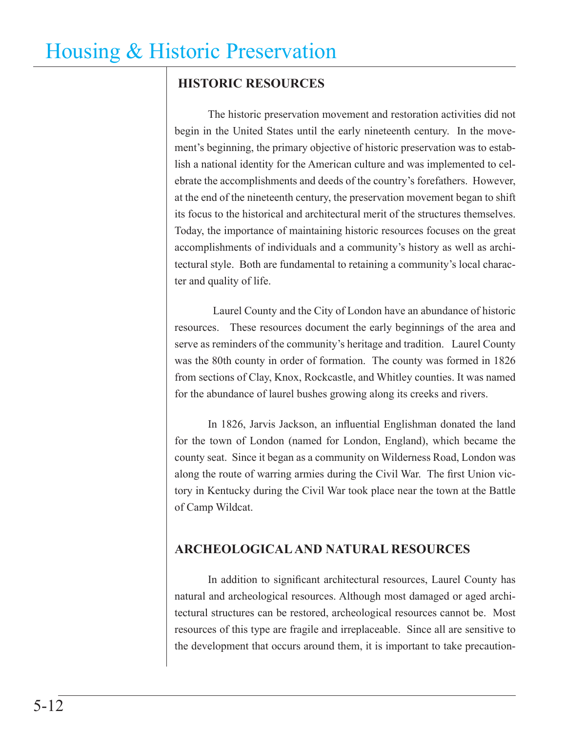## HISTORIC RESOURCES

The historic preservation movement and restoration activities did not begin in the United States until the early nineteenth century. In the movement's beginning, the primary objective of historic preservation was to establish a national identity for the American culture and was implemented to celebrate the accomplishments and deeds of the country's forefathers. However, at the end of the nineteenth century, the preservation movement began to shift its focus to the historical and architectural merit of the structures themselves. Today, the importance of maintaining historic resources focuses on the great accomplishments of individuals and a community's history as well as architectural style. Both are fundamental to retaining a community's local character and quality of life.

Laurel County and the City of London have an abundance of historic resources. These resources document the early beginnings of the area and serve as reminders of the community's heritage and tradition. Laurel County was the 80th county in order of formation. The county was formed in 1826 from sections of Clay, Knox, Rockcastle, and Whitley counties. It was named for the abundance of laurel bushes growing along its creeks and rivers.

In 1826, Jarvis Jackson, an influential Englishman donated the land for the town of London (named for London, England), which became the county seat. Since it began as a community on Wilderness Road, London was along the route of warring armies during the Civil War. The first Union victory in Kentucky during the Civil War took place near the town at the Battle of Camp Wildcat.

## ARCHEOLOGICAL AND NATURAL RESOURCES

In addition to significant architectural resources, Laurel County has natural and archeological resources. Although most damaged or aged architectural structures can be restored, archeological resources cannot be. Most resources of this type are fragile and irreplaceable. Since all are sensitive to the development that occurs around them, it is important to take precaution-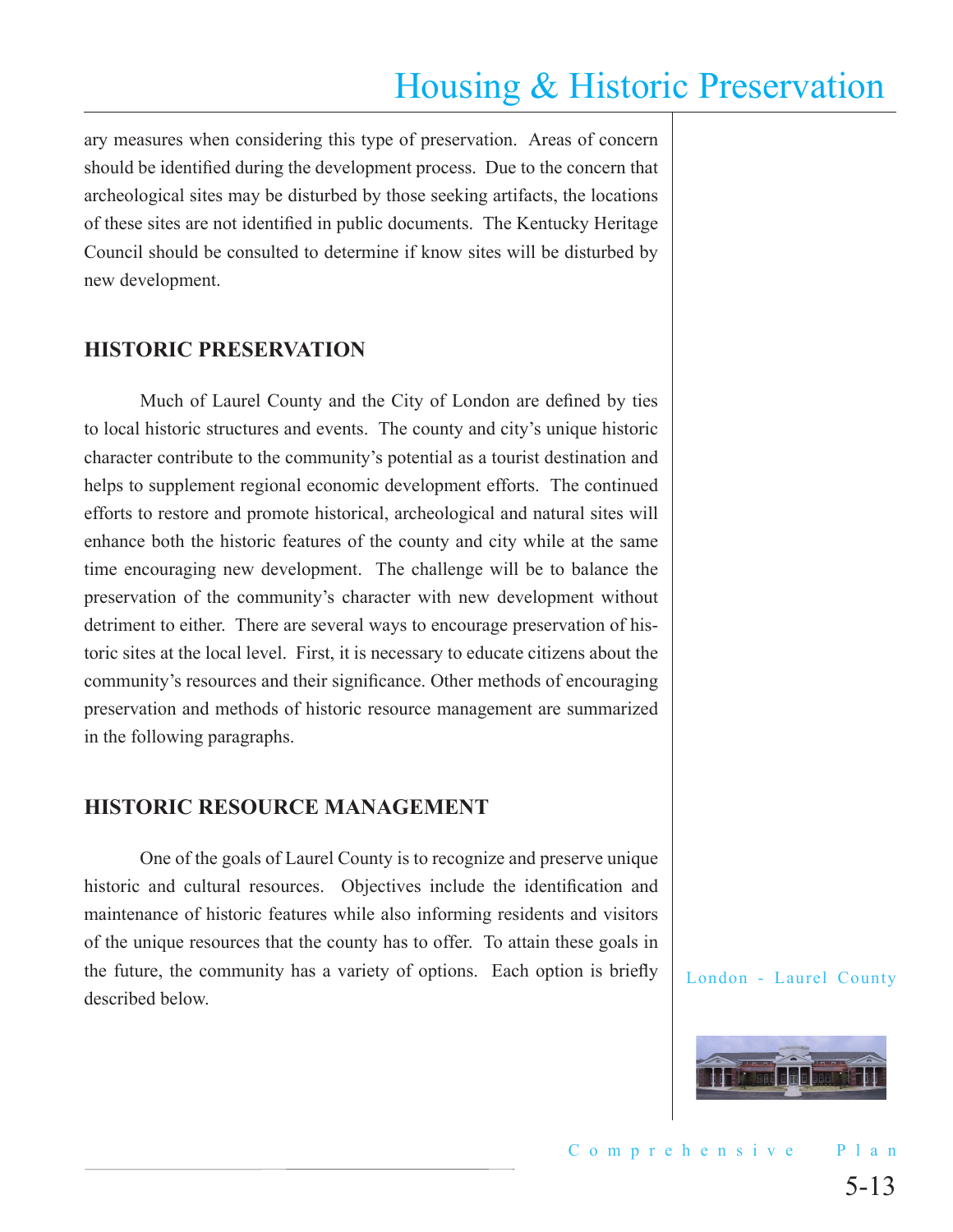ary measures when considering this type of preservation. Areas of concern should be identified during the development process. Due to the concern that archeological sites may be disturbed by those seeking artifacts, the locations of these sites are not identified in public documents. The Kentucky Heritage Council should be consulted to determine if know sites will be disturbed by new development.

## HISTORIC PRESERVATION

Much of Laurel County and the City of London are defined by ties to local historic structures and events. The county and city's unique historic character contribute to the community's potential as a tourist destination and helps to supplement regional economic development efforts. The continued efforts to restore and promote historical, archeological and natural sites will enhance both the historic features of the county and city while at the same time encouraging new development. The challenge will be to balance the preservation of the community's character with new development without detriment to either. There are several ways to encourage preservation of historic sites at the local level. First, it is necessary to educate citizens about the community's resources and their significance. Other methods of encouraging preservation and methods of historic resource management are summarized in the following paragraphs.

## HISTORIC RESOURCE MANAGEMENT

One of the goals of Laurel County is to recognize and preserve unique historic and cultural resources. Objectives include the identification and maintenance of historic features while also informing residents and visitors of the unique resources that the county has to offer. To attain these goals in the future, the community has a variety of options. Each option is briefly described below.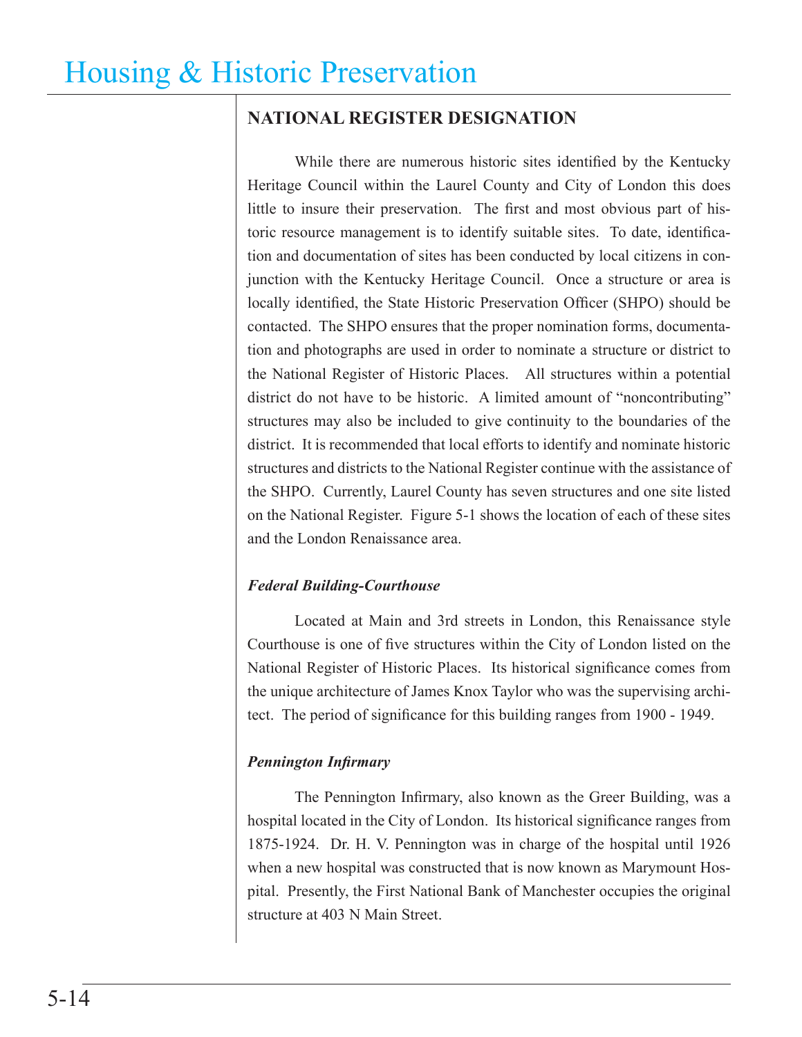## NATIONAL REGISTER DESIGNATION

While there are numerous historic sites identified by the Kentucky Heritage Council within the Laurel County and City of London this does little to insure their preservation. The first and most obvious part of historic resource management is to identify suitable sites. To date, identification and documentation of sites has been conducted by local citizens in conjunction with the Kentucky Heritage Council. Once a structure or area is locally identified, the State Historic Preservation Officer (SHPO) should be contacted. The SHPO ensures that the proper nomination forms, documentation and photographs are used in order to nominate a structure or district to the National Register of Historic Places. All structures within a potential district do not have to be historic. A limited amount of "noncontributing" structures may also be included to give continuity to the boundaries of the district. It is recommended that local efforts to identify and nominate historic structures and districts to the National Register continue with the assistance of the SHPO. Currently, Laurel County has seven structures and one site listed on the National Register. Figure 5-1 shows the location of each of these sites and the London Renaissance area.

### *Federal Building-Courthouse*

Located at Main and 3rd streets in London, this Renaissance style Courthouse is one of five structures within the City of London listed on the National Register of Historic Places. Its historical significance comes from the unique architecture of James Knox Taylor who was the supervising architect. The period of significance for this building ranges from 1900 - 1949.

### *Pennington Infirmary*

The Pennington Infirmary, also known as the Greer Building, was a hospital located in the City of London. Its historical significance ranges from 1875-1924. Dr. H. V. Pennington was in charge of the hospital until 1926 when a new hospital was constructed that is now known as Marymount Hospital. Presently, the First National Bank of Manchester occupies the original structure at 403 N Main Street.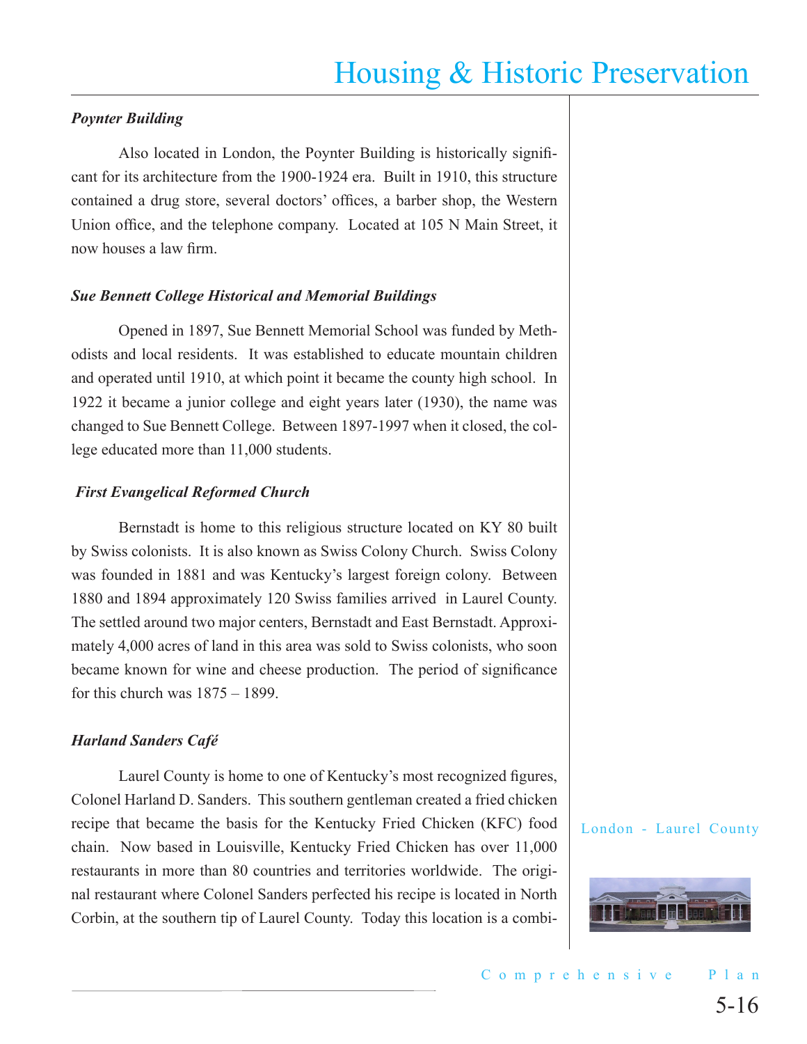***Poynter Building***

Also located in London, the Poynter Building is historically significant for its architecture from the 1900-1924 era. Built in 1910, this structure contained a drug store, several doctors' offices, a barber shop, the Western Union office, and the telephone company. Located at 105 N Main Street, it now houses a law firm.

***Sue Bennett College Historical and Memorial Buildings***

Opened in 1897, Sue Bennett Memorial School was funded by Methodists and local residents. It was established to educate mountain children and operated until 1910, at which point it became the county high school. In 1922 it became a junior college and eight years later (1930), the name was changed to Sue Bennett College. Between 1897-1997 when it closed, the college educated more than 11,000 students.

***First Evangelical Reformed Church***

Bernstadt is home to this religious structure located on KY 80 built by Swiss colonists. It is also known as Swiss Colony Church. Swiss Colony was founded in 1881 and was Kentucky's largest foreign colony. Between 1880 and 1894 approximately 120 Swiss families arrived in Laurel County. The settled around two major centers, Bernstadt and East Bernstadt. Approximately 4,000 acres of land in this area was sold to Swiss colonists, who soon became known for wine and cheese production. The period of significance for this church was 1875 – 1899.

***Harland Sanders Café***

Laurel County is home to one of Kentucky's most recognized figures, Colonel Harland D. Sanders. This southern gentleman created a fried chicken recipe that became the basis for the Kentucky Fried Chicken (KFC) food chain. Now based in Louisville, Kentucky Fried Chicken has over 11,000 restaurants in more than 80 countries and territories worldwide. The original restaurant where Colonel Sanders perfected his recipe is located in North Corbin, at the southern tip of Laurel County. Today this location is a combi-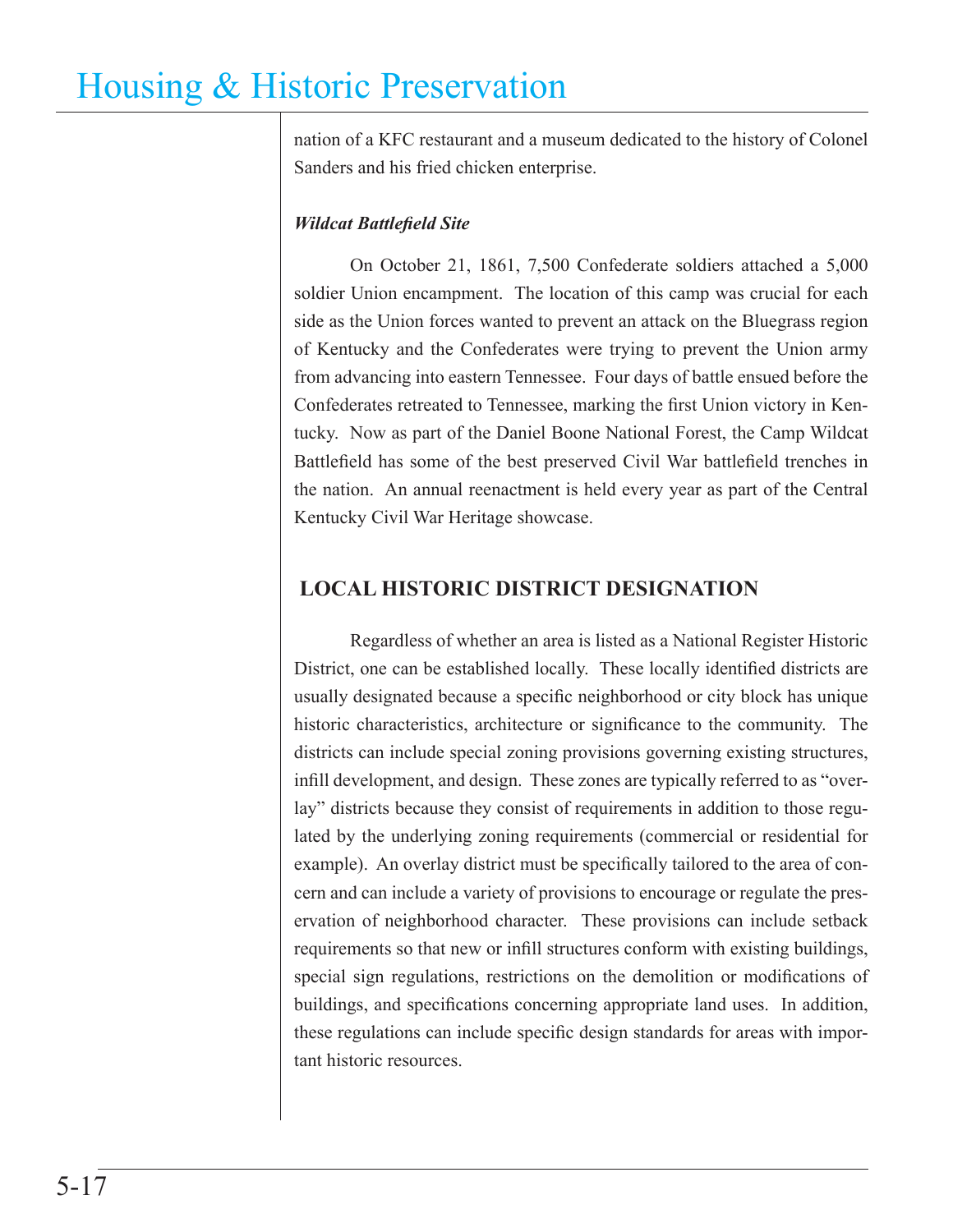nation of a KFC restaurant and a museum dedicated to the history of Colonel Sanders and his fried chicken enterprise.

***Wildcat Battlefield Site***

On October 21, 1861, 7,500 Confederate soldiers attached a 5,000 soldier Union encampment. The location of this camp was crucial for each side as the Union forces wanted to prevent an attack on the Bluegrass region of Kentucky and the Confederates were trying to prevent the Union army from advancing into eastern Tennessee. Four days of battle ensued before the Confederates retreated to Tennessee, marking the first Union victory in Kentucky. Now as part of the Daniel Boone National Forest, the Camp Wildcat Battlefield has some of the best preserved Civil War battlefield trenches in the nation. An annual reenactment is held every year as part of the Central Kentucky Civil War Heritage showcase.

## LOCAL HISTORIC DISTRICT DESIGNATION

Regardless of whether an area is listed as a National Register Historic District, one can be established locally. These locally identified districts are usually designated because a specific neighborhood or city block has unique historic characteristics, architecture or significance to the community. The districts can include special zoning provisions governing existing structures, infill development, and design. These zones are typically referred to as "overlay" districts because they consist of requirements in addition to those regulated by the underlying zoning requirements (commercial or residential for example). An overlay district must be specifically tailored to the area of concern and can include a variety of provisions to encourage or regulate the preservation of neighborhood character. These provisions can include setback requirements so that new or infill structures conform with existing buildings, special sign regulations, restrictions on the demolition or modifications of buildings, and specifications concerning appropriate land uses. In addition, these regulations can include specific design standards for areas with important historic resources.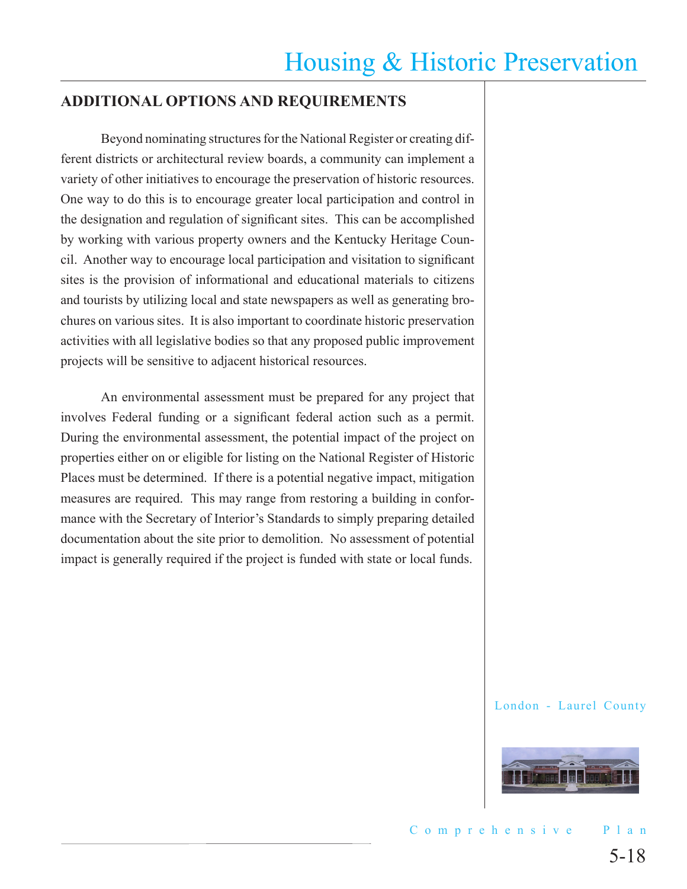## ADDITIONAL OPTIONS AND REQUIREMENTS

Beyond nominating structures for the National Register or creating different districts or architectural review boards, a community can implement a variety of other initiatives to encourage the preservation of historic resources. One way to do this is to encourage greater local participation and control in the designation and regulation of significant sites. This can be accomplished by working with various property owners and the Kentucky Heritage Council. Another way to encourage local participation and visitation to significant sites is the provision of informational and educational materials to citizens and tourists by utilizing local and state newspapers as well as generating brochures on various sites. It is also important to coordinate historic preservation activities with all legislative bodies so that any proposed public improvement projects will be sensitive to adjacent historical resources.

An environmental assessment must be prepared for any project that involves Federal funding or a significant federal action such as a permit. During the environmental assessment, the potential impact of the project on properties either on or eligible for listing on the National Register of Historic Places must be determined. If there is a potential negative impact, mitigation measures are required. This may range from restoring a building in conformance with the Secretary of Interior's Standards to simply preparing detailed documentation about the site prior to demolition. No assessment of potential impact is generally required if the project is funded with state or local funds.